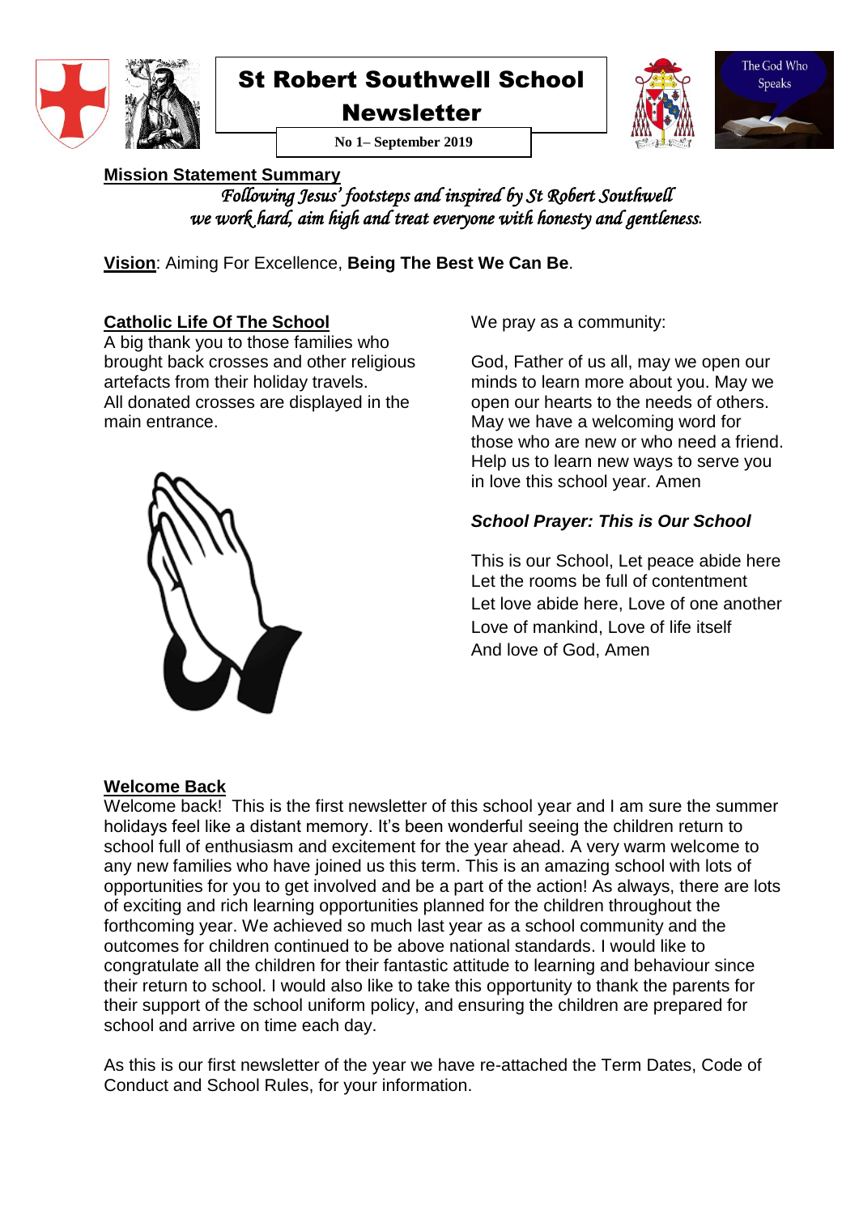# St Robert Southwell School Newsletter

**No 1– September 2019**

The God Who Speaks

## Mission Statement Summary

*Following Jesus' footsteps and inspired by St Robert Southwell we work hard, aim high and treat everyone with honesty and gentleness.*

**Vision**: Aiming For Excellence, **Being The Best We Can Be**.

## Catholic Life Of The School

A big thank you to those families who brought back crosses and other religious artefacts from their holiday travels.
All donated crosses are displayed in the main entrance.

We pray as a community:

God, Father of us all, may we open our minds to learn more about you. May we open our hearts to the needs of others. May we have a welcoming word for those who are new or who need a friend. Help us to learn new ways to serve you in love this school year. Amen

***School Prayer: This is Our School***

This is our School, Let peace abide here
Let the rooms be full of contentment
Let love abide here, Love of one another
Love of mankind, Love of life itself
And love of God, Amen

## Welcome Back

Welcome back! This is the first newsletter of this school year and I am sure the summer holidays feel like a distant memory. It's been wonderful seeing the children return to school full of enthusiasm and excitement for the year ahead. A very warm welcome to any new families who have joined us this term. This is an amazing school with lots of opportunities for you to get involved and be a part of the action! As always, there are lots of exciting and rich learning opportunities planned for the children throughout the forthcoming year. We achieved so much last year as a school community and the outcomes for children continued to be above national standards. I would like to congratulate all the children for their fantastic attitude to learning and behaviour since their return to school. I would also like to take this opportunity to thank the parents for their support of the school uniform policy, and ensuring the children are prepared for school and arrive on time each day.

As this is our first newsletter of the year we have re-attached the Term Dates, Code of Conduct and School Rules, for your information.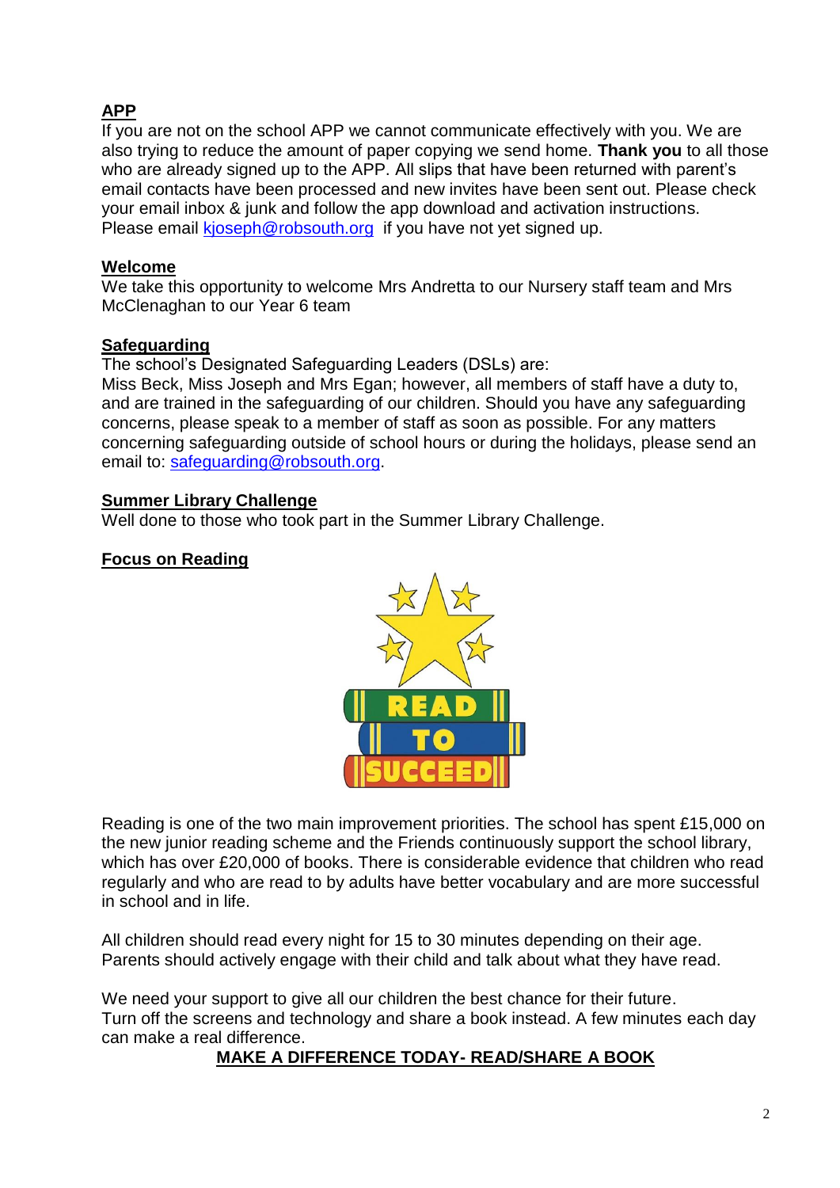## APP

If you are not on the school APP we cannot communicate effectively with you. We are also trying to reduce the amount of paper copying we send home. **Thank you** to all those who are already signed up to the APP. All slips that have been returned with parent's email contacts have been processed and new invites have been sent out. Please check your email inbox & junk and follow the app download and activation instructions. Please email kjoseph@robsouth.org if you have not yet signed up.

## Welcome

We take this opportunity to welcome Mrs Andretta to our Nursery staff team and Mrs McClenaghan to our Year 6 team

## Safeguarding

The school's Designated Safeguarding Leaders (DSLs) are:
Miss Beck, Miss Joseph and Mrs Egan; however, all members of staff have a duty to, and are trained in the safeguarding of our children. Should you have any safeguarding concerns, please speak to a member of staff as soon as possible. For any matters concerning safeguarding outside of school hours or during the holidays, please send an email to: safeguarding@robsouth.org.

## Summer Library Challenge

Well done to those who took part in the Summer Library Challenge.

## Focus on Reading

READ TO SUCCEED

Reading is one of the two main improvement priorities. The school has spent £15,000 on the new junior reading scheme and the Friends continuously support the school library, which has over £20,000 of books. There is considerable evidence that children who read regularly and who are read to by adults have better vocabulary and are more successful in school and in life.

All children should read every night for 15 to 30 minutes depending on their age. Parents should actively engage with their child and talk about what they have read.

We need your support to give all our children the best chance for their future. Turn off the screens and technology and share a book instead. A few minutes each day can make a real difference.

**MAKE A DIFFERENCE TODAY- READ/SHARE A BOOK**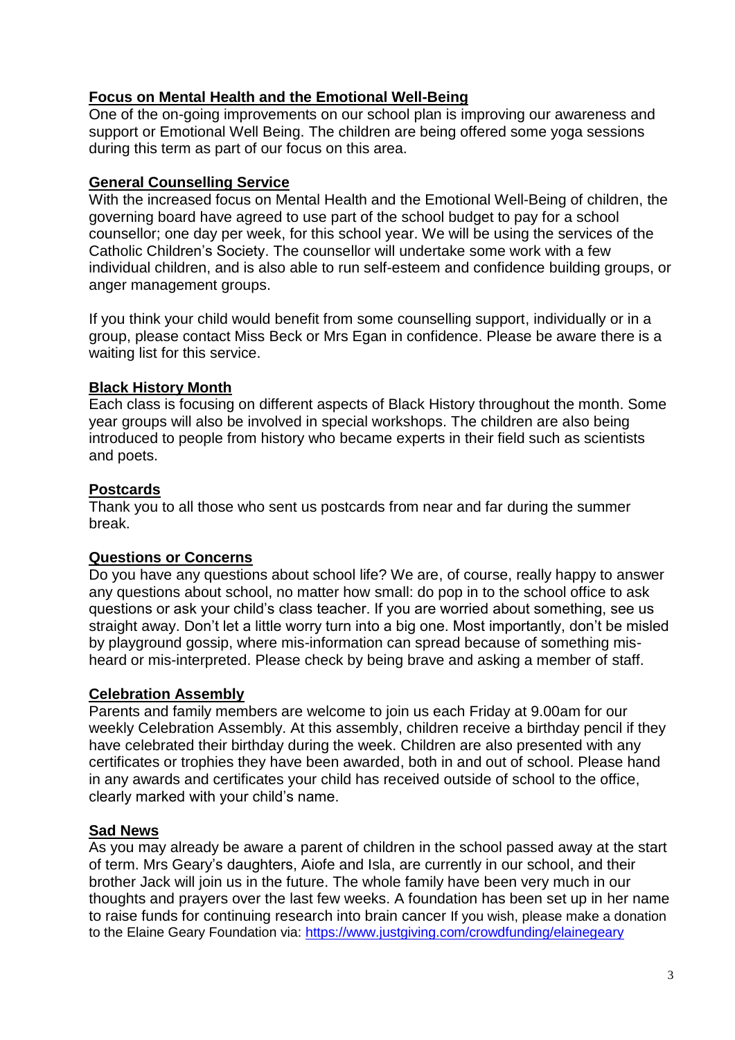## Focus on Mental Health and the Emotional Well-Being

One of the on-going improvements on our school plan is improving our awareness and support or Emotional Well Being. The children are being offered some yoga sessions during this term as part of our focus on this area.

## General Counselling Service

With the increased focus on Mental Health and the Emotional Well-Being of children, the governing board have agreed to use part of the school budget to pay for a school counsellor; one day per week, for this school year. We will be using the services of the Catholic Children's Society. The counsellor will undertake some work with a few individual children, and is also able to run self-esteem and confidence building groups, or anger management groups.

If you think your child would benefit from some counselling support, individually or in a group, please contact Miss Beck or Mrs Egan in confidence. Please be aware there is a waiting list for this service.

## Black History Month

Each class is focusing on different aspects of Black History throughout the month. Some year groups will also be involved in special workshops. The children are also being introduced to people from history who became experts in their field such as scientists and poets.

## Postcards

Thank you to all those who sent us postcards from near and far during the summer break.

## Questions or Concerns

Do you have any questions about school life? We are, of course, really happy to answer any questions about school, no matter how small: do pop in to the school office to ask questions or ask your child's class teacher. If you are worried about something, see us straight away. Don't let a little worry turn into a big one. Most importantly, don't be misled by playground gossip, where mis-information can spread because of something mis-heard or mis-interpreted. Please check by being brave and asking a member of staff.

## Celebration Assembly

Parents and family members are welcome to join us each Friday at 9.00am for our weekly Celebration Assembly. At this assembly, children receive a birthday pencil if they have celebrated their birthday during the week. Children are also presented with any certificates or trophies they have been awarded, both in and out of school. Please hand in any awards and certificates your child has received outside of school to the office, clearly marked with your child's name.

## Sad News

As you may already be aware a parent of children in the school passed away at the start of term. Mrs Geary's daughters, Aiofe and Isla, are currently in our school, and their brother Jack will join us in the future. The whole family have been very much in our thoughts and prayers over the last few weeks. A foundation has been set up in her name to raise funds for continuing research into brain cancer If you wish, please make a donation to the Elaine Geary Foundation via: https://www.justgiving.com/crowdfunding/elainegeary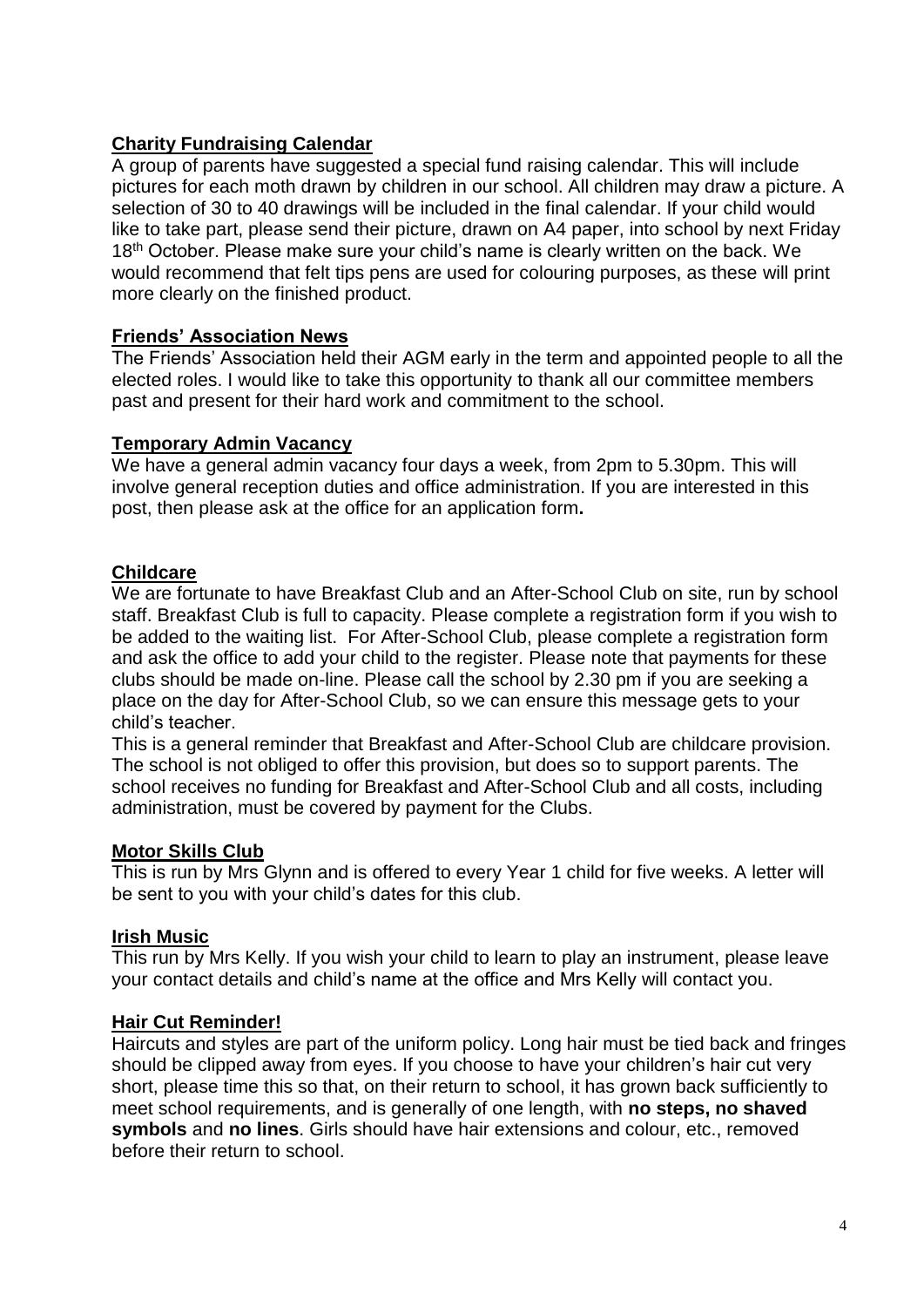## Charity Fundraising Calendar

A group of parents have suggested a special fund raising calendar. This will include pictures for each moth drawn by children in our school. All children may draw a picture. A selection of 30 to 40 drawings will be included in the final calendar. If your child would like to take part, please send their picture, drawn on A4 paper, into school by next Friday 18th October. Please make sure your child's name is clearly written on the back. We would recommend that felt tips pens are used for colouring purposes, as these will print more clearly on the finished product.

## Friends' Association News

The Friends' Association held their AGM early in the term and appointed people to all the elected roles. I would like to take this opportunity to thank all our committee members past and present for their hard work and commitment to the school.

## Temporary Admin Vacancy

We have a general admin vacancy four days a week, from 2pm to 5.30pm. This will involve general reception duties and office administration. If you are interested in this post, then please ask at the office for an application form**.**

## Childcare

We are fortunate to have Breakfast Club and an After-School Club on site, run by school staff. Breakfast Club is full to capacity. Please complete a registration form if you wish to be added to the waiting list. For After-School Club, please complete a registration form and ask the office to add your child to the register. Please note that payments for these clubs should be made on-line. Please call the school by 2.30 pm if you are seeking a place on the day for After-School Club, so we can ensure this message gets to your child's teacher.

This is a general reminder that Breakfast and After-School Club are childcare provision. The school is not obliged to offer this provision, but does so to support parents. The school receives no funding for Breakfast and After-School Club and all costs, including administration, must be covered by payment for the Clubs.

## Motor Skills Club

This is run by Mrs Glynn and is offered to every Year 1 child for five weeks. A letter will be sent to you with your child's dates for this club.

## Irish Music

This run by Mrs Kelly. If you wish your child to learn to play an instrument, please leave your contact details and child's name at the office and Mrs Kelly will contact you.

## Hair Cut Reminder!

Haircuts and styles are part of the uniform policy. Long hair must be tied back and fringes should be clipped away from eyes. If you choose to have your children's hair cut very short, please time this so that, on their return to school, it has grown back sufficiently to meet school requirements, and is generally of one length, with **no steps, no shaved symbols** and **no lines**. Girls should have hair extensions and colour, etc., removed before their return to school.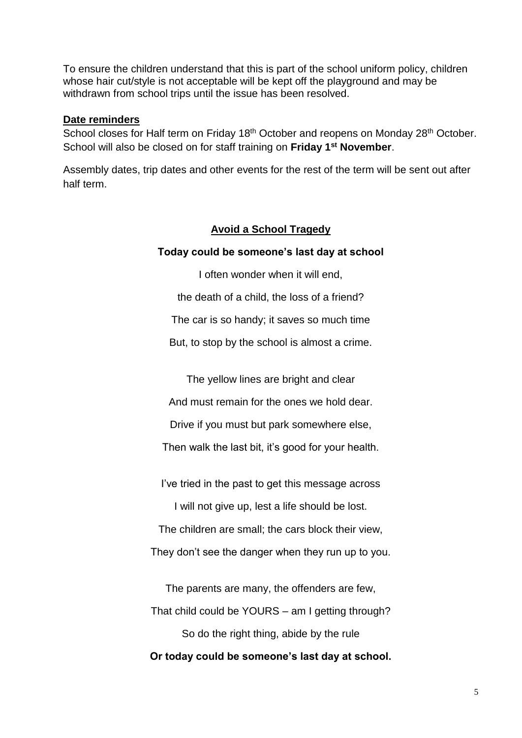To ensure the children understand that this is part of the school uniform policy, children whose hair cut/style is not acceptable will be kept off the playground and may be withdrawn from school trips until the issue has been resolved.

**Date reminders**

School closes for Half term on Friday 18th October and reopens on Monday 28th October. School will also be closed on for staff training on **Friday 1st November**.

Assembly dates, trip dates and other events for the rest of the term will be sent out after half term.

## Avoid a School Tragedy

**Today could be someone's last day at school**

I often wonder when it will end,

the death of a child, the loss of a friend?

The car is so handy; it saves so much time

But, to stop by the school is almost a crime.

The yellow lines are bright and clear

And must remain for the ones we hold dear.

Drive if you must but park somewhere else,

Then walk the last bit, it's good for your health.

I've tried in the past to get this message across

I will not give up, lest a life should be lost.

The children are small; the cars block their view,

They don't see the danger when they run up to you.

The parents are many, the offenders are few,

That child could be YOURS – am I getting through?

So do the right thing, abide by the rule

**Or today could be someone's last day at school.**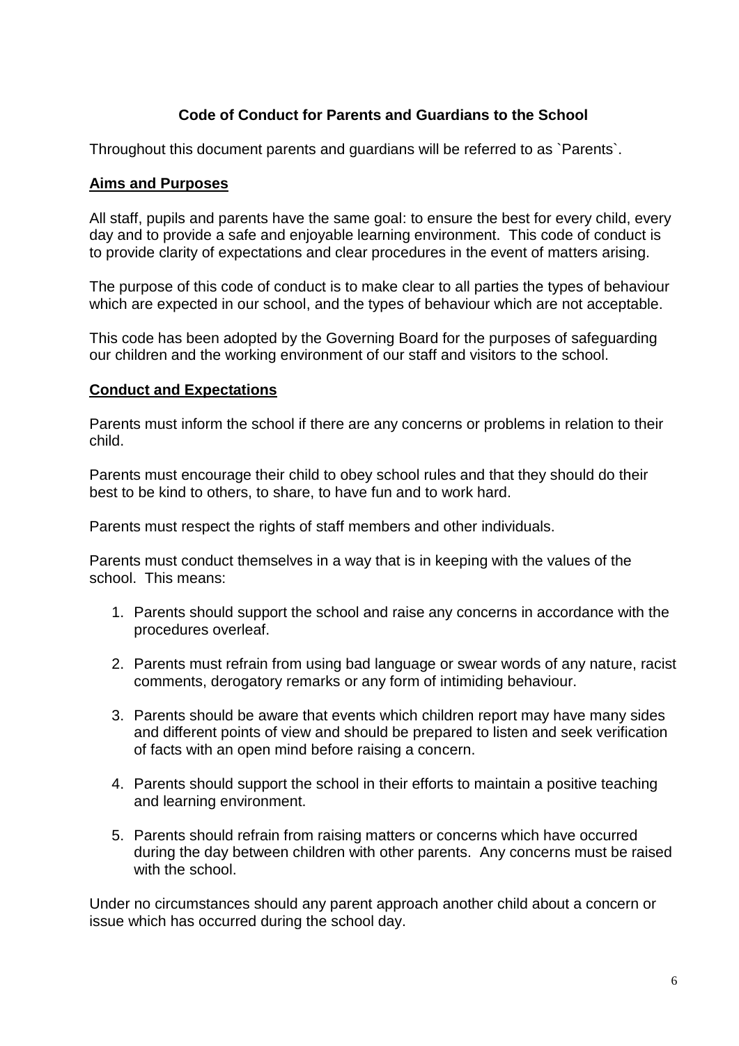# Code of Conduct for Parents and Guardians to the School

Throughout this document parents and guardians will be referred to as `Parents`.

## Aims and Purposes

All staff, pupils and parents have the same goal: to ensure the best for every child, every day and to provide a safe and enjoyable learning environment. This code of conduct is to provide clarity of expectations and clear procedures in the event of matters arising.

The purpose of this code of conduct is to make clear to all parties the types of behaviour which are expected in our school, and the types of behaviour which are not acceptable.

This code has been adopted by the Governing Board for the purposes of safeguarding our children and the working environment of our staff and visitors to the school.

## Conduct and Expectations

Parents must inform the school if there are any concerns or problems in relation to their child.

Parents must encourage their child to obey school rules and that they should do their best to be kind to others, to share, to have fun and to work hard.

Parents must respect the rights of staff members and other individuals.

Parents must conduct themselves in a way that is in keeping with the values of the school. This means:

1. Parents should support the school and raise any concerns in accordance with the procedures overleaf.
2. Parents must refrain from using bad language or swear words of any nature, racist comments, derogatory remarks or any form of intimiding behaviour.
3. Parents should be aware that events which children report may have many sides and different points of view and should be prepared to listen and seek verification of facts with an open mind before raising a concern.
4. Parents should support the school in their efforts to maintain a positive teaching and learning environment.
5. Parents should refrain from raising matters or concerns which have occurred during the day between children with other parents. Any concerns must be raised with the school.

Under no circumstances should any parent approach another child about a concern or issue which has occurred during the school day.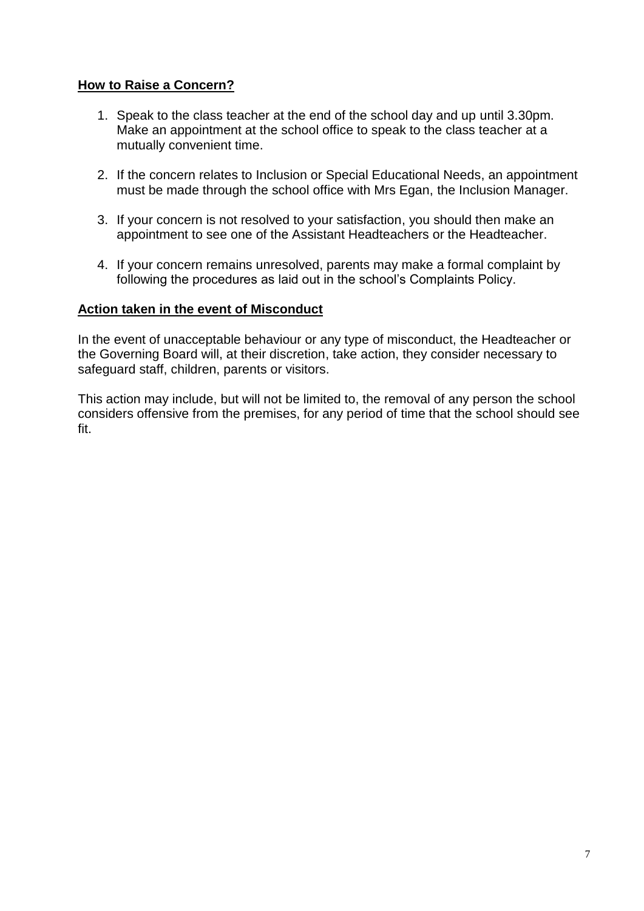## **How to Raise a Concern?**

1. Speak to the class teacher at the end of the school day and up until 3.30pm. Make an appointment at the school office to speak to the class teacher at a mutually convenient time.

2. If the concern relates to Inclusion or Special Educational Needs, an appointment must be made through the school office with Mrs Egan, the Inclusion Manager.

3. If your concern is not resolved to your satisfaction, you should then make an appointment to see one of the Assistant Headteachers or the Headteacher.

4. If your concern remains unresolved, parents may make a formal complaint by following the procedures as laid out in the school's Complaints Policy.

## **Action taken in the event of Misconduct**

In the event of unacceptable behaviour or any type of misconduct, the Headteacher or the Governing Board will, at their discretion, take action, they consider necessary to safeguard staff, children, parents or visitors.

This action may include, but will not be limited to, the removal of any person the school considers offensive from the premises, for any period of time that the school should see fit.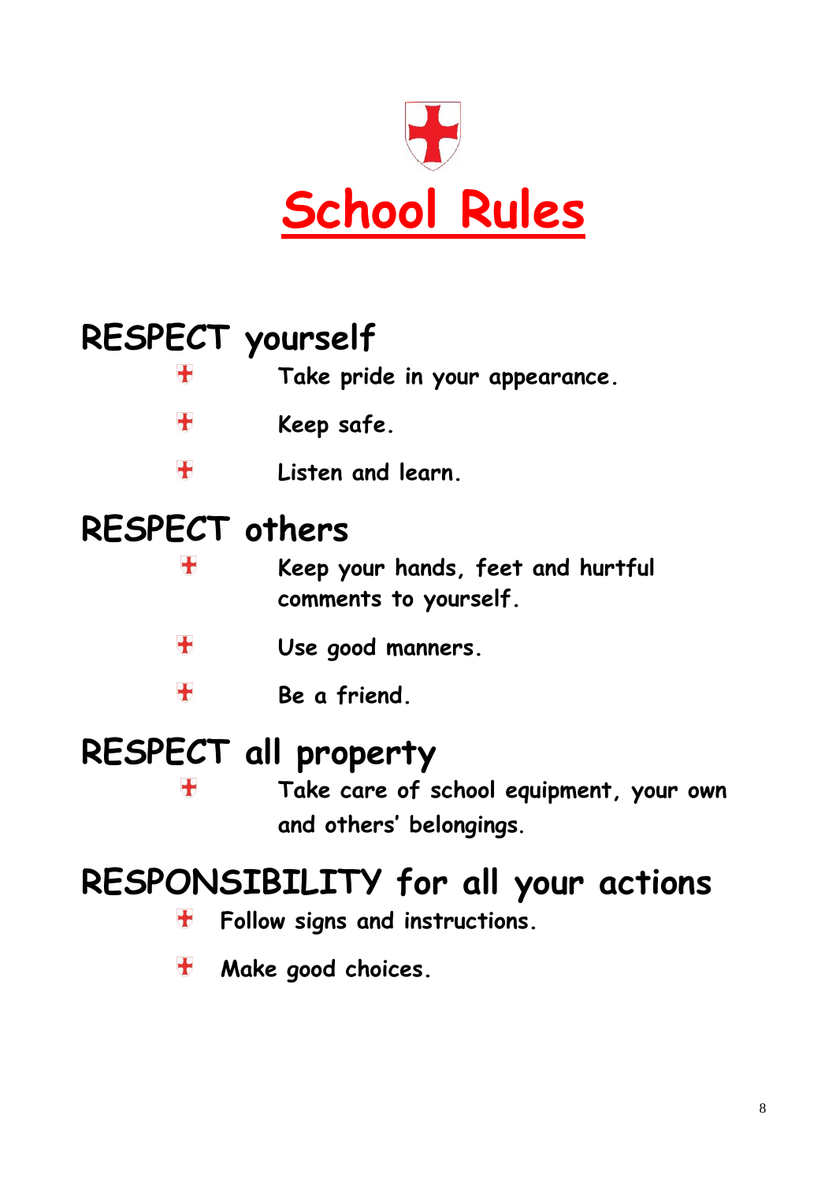# School Rules

## RESPECT yourself

- Take pride in your appearance.
- Keep safe.
- Listen and learn.

## RESPECT others

- Keep your hands, feet and hurtful comments to yourself.
- Use good manners.
- Be a friend.

## RESPECT all property

- Take care of school equipment, your own and others' belongings.

## RESPONSIBILITY for all your actions

- Follow signs and instructions.
- Make good choices.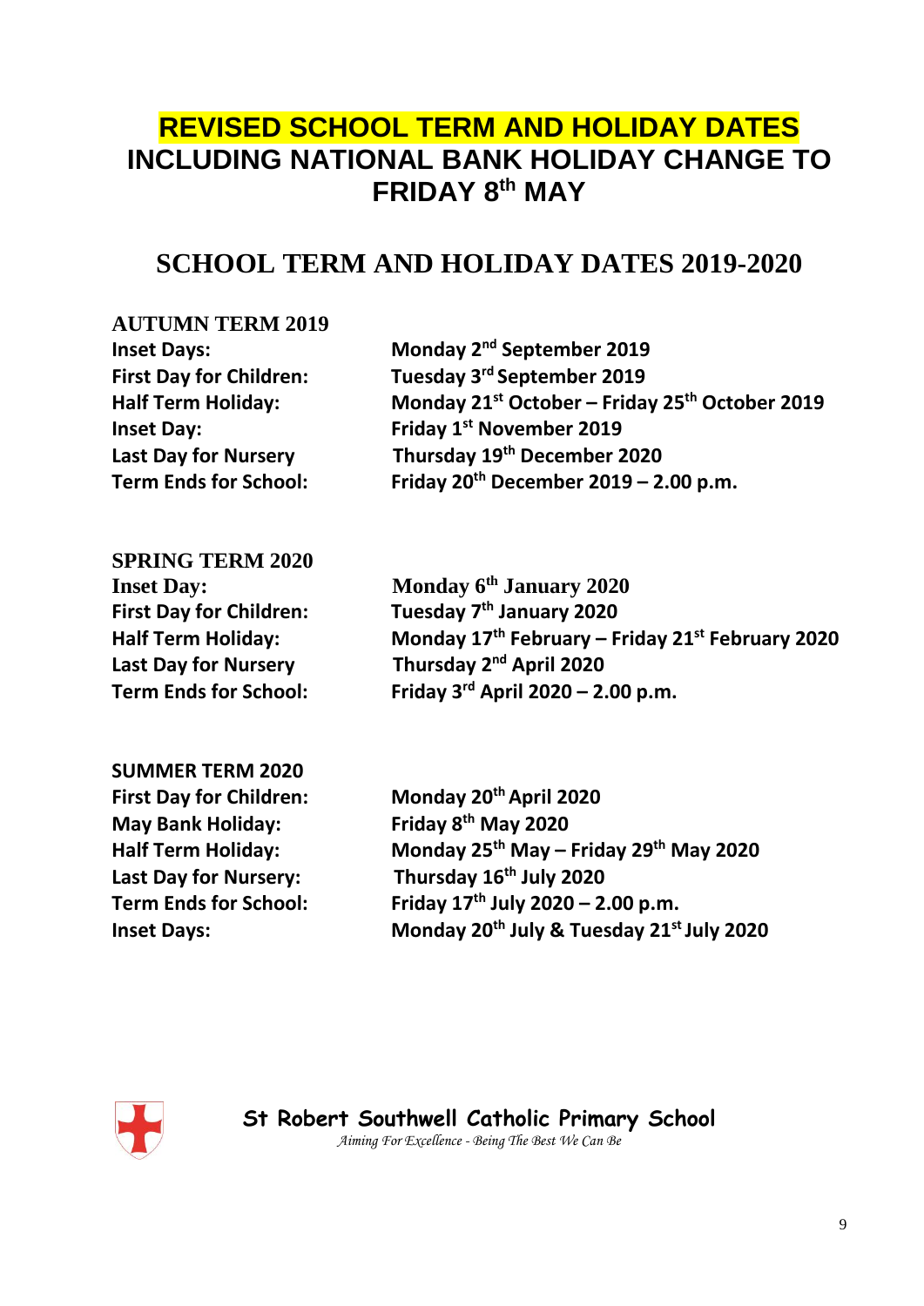# REVISED SCHOOL TERM AND HOLIDAY DATES INCLUDING NATIONAL BANK HOLIDAY CHANGE TO FRIDAY 8th MAY

## SCHOOL TERM AND HOLIDAY DATES 2019-2020

### AUTUMN TERM 2019

| | |
|---|---|
| **Inset Days:** | **Monday 2nd September 2019** |
| **First Day for Children:** | **Tuesday 3rd September 2019** |
| **Half Term Holiday:** | **Monday 21st October – Friday 25th October 2019** |
| **Inset Day:** | **Friday 1st November 2019** |
| **Last Day for Nursery** | **Thursday 19th December 2020** |
| **Term Ends for School:** | **Friday 20th December 2019 – 2.00 p.m.** |

### SPRING TERM 2020

| | |
|---|---|
| **Inset Day:** | **Monday 6th January 2020** |
| **First Day for Children:** | **Tuesday 7th January 2020** |
| **Half Term Holiday:** | **Monday 17th February – Friday 21st February 2020** |
| **Last Day for Nursery** | **Thursday 2nd April 2020** |
| **Term Ends for School:** | **Friday 3rd April 2020 – 2.00 p.m.** |

### SUMMER TERM 2020

| | |
|---|---|
| **First Day for Children:** | **Monday 20th April 2020** |
| **May Bank Holiday:** | **Friday 8th May 2020** |
| **Half Term Holiday:** | **Monday 25th May – Friday 29th May 2020** |
| **Last Day for Nursery:** | **Thursday 16th July 2020** |
| **Term Ends for School:** | **Friday 17th July 2020 – 2.00 p.m.** |
| **Inset Days:** | **Monday 20th July & Tuesday 21st July 2020** |

**St Robert Southwell Catholic Primary School**

*Aiming For Excellence - Being The Best We Can Be*